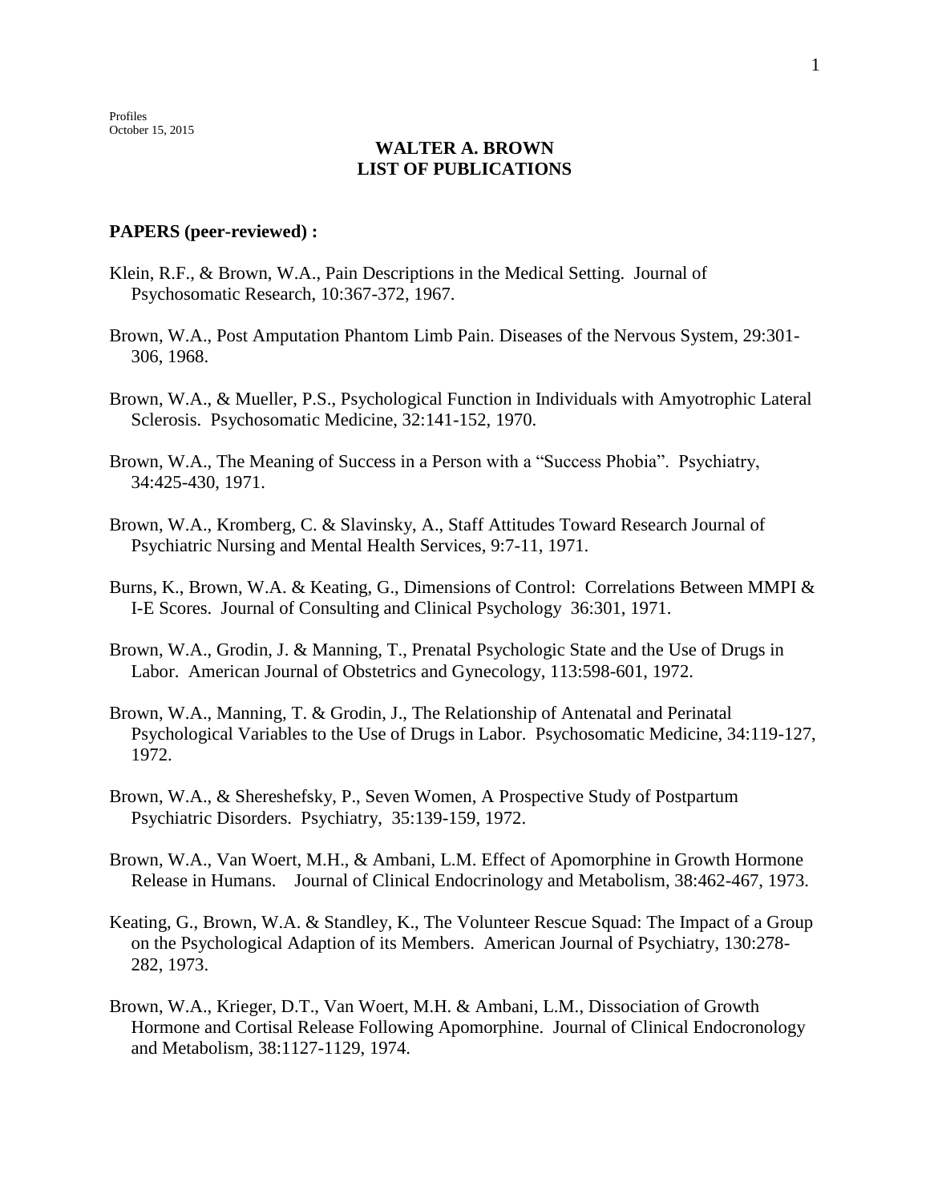Profiles
October 15, 2015

# WALTER A. BROWN
# LIST OF PUBLICATIONS

## PAPERS (peer-reviewed) :

Klein, R.F., & Brown, W.A., Pain Descriptions in the Medical Setting. Journal of Psychosomatic Research, 10:367-372, 1967.

Brown, W.A., Post Amputation Phantom Limb Pain. Diseases of the Nervous System, 29:301-306, 1968.

Brown, W.A., & Mueller, P.S., Psychological Function in Individuals with Amyotrophic Lateral Sclerosis. Psychosomatic Medicine, 32:141-152, 1970.

Brown, W.A., The Meaning of Success in a Person with a "Success Phobia". Psychiatry, 34:425-430, 1971.

Brown, W.A., Kromberg, C. & Slavinsky, A., Staff Attitudes Toward Research Journal of Psychiatric Nursing and Mental Health Services, 9:7-11, 1971.

Burns, K., Brown, W.A. & Keating, G., Dimensions of Control: Correlations Between MMPI & I-E Scores. Journal of Consulting and Clinical Psychology 36:301, 1971.

Brown, W.A., Grodin, J. & Manning, T., Prenatal Psychologic State and the Use of Drugs in Labor. American Journal of Obstetrics and Gynecology, 113:598-601, 1972.

Brown, W.A., Manning, T. & Grodin, J., The Relationship of Antenatal and Perinatal Psychological Variables to the Use of Drugs in Labor. Psychosomatic Medicine, 34:119-127, 1972.

Brown, W.A., & Shereshefsky, P., Seven Women, A Prospective Study of Postpartum Psychiatric Disorders. Psychiatry, 35:139-159, 1972.

Brown, W.A., Van Woert, M.H., & Ambani, L.M. Effect of Apomorphine in Growth Hormone Release in Humans. Journal of Clinical Endocrinology and Metabolism, 38:462-467, 1973.

Keating, G., Brown, W.A. & Standley, K., The Volunteer Rescue Squad: The Impact of a Group on the Psychological Adaption of its Members. American Journal of Psychiatry, 130:278-282, 1973.

Brown, W.A., Krieger, D.T., Van Woert, M.H. & Ambani, L.M., Dissociation of Growth Hormone and Cortisal Release Following Apomorphine. Journal of Clinical Endocronology and Metabolism, 38:1127-1129, 1974.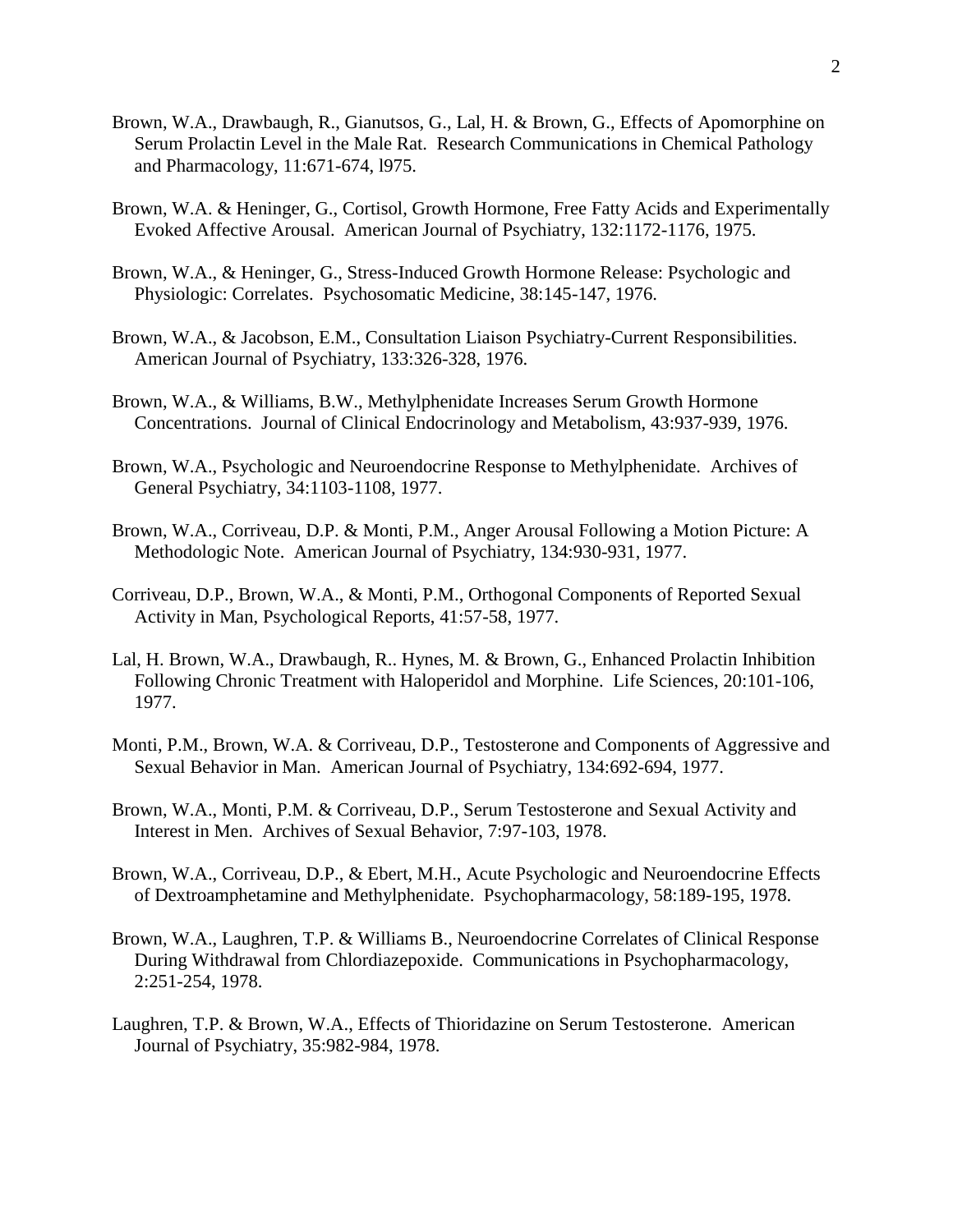Brown, W.A., Drawbaugh, R., Gianutsos, G., Lal, H. & Brown, G., Effects of Apomorphine on Serum Prolactin Level in the Male Rat. Research Communications in Chemical Pathology and Pharmacology, 11:671-674, l975.

Brown, W.A. & Heninger, G., Cortisol, Growth Hormone, Free Fatty Acids and Experimentally Evoked Affective Arousal. American Journal of Psychiatry, 132:1172-1176, 1975.

Brown, W.A., & Heninger, G., Stress-Induced Growth Hormone Release: Psychologic and Physiologic: Correlates. Psychosomatic Medicine, 38:145-147, 1976.

Brown, W.A., & Jacobson, E.M., Consultation Liaison Psychiatry-Current Responsibilities. American Journal of Psychiatry, 133:326-328, 1976.

Brown, W.A., & Williams, B.W., Methylphenidate Increases Serum Growth Hormone Concentrations. Journal of Clinical Endocrinology and Metabolism, 43:937-939, 1976.

Brown, W.A., Psychologic and Neuroendocrine Response to Methylphenidate. Archives of General Psychiatry, 34:1103-1108, 1977.

Brown, W.A., Corriveau, D.P. & Monti, P.M., Anger Arousal Following a Motion Picture: A Methodologic Note. American Journal of Psychiatry, 134:930-931, 1977.

Corriveau, D.P., Brown, W.A., & Monti, P.M., Orthogonal Components of Reported Sexual Activity in Man, Psychological Reports, 41:57-58, 1977.

Lal, H. Brown, W.A., Drawbaugh, R.. Hynes, M. & Brown, G., Enhanced Prolactin Inhibition Following Chronic Treatment with Haloperidol and Morphine. Life Sciences, 20:101-106, 1977.

Monti, P.M., Brown, W.A. & Corriveau, D.P., Testosterone and Components of Aggressive and Sexual Behavior in Man. American Journal of Psychiatry, 134:692-694, 1977.

Brown, W.A., Monti, P.M. & Corriveau, D.P., Serum Testosterone and Sexual Activity and Interest in Men. Archives of Sexual Behavior, 7:97-103, 1978.

Brown, W.A., Corriveau, D.P., & Ebert, M.H., Acute Psychologic and Neuroendocrine Effects of Dextroamphetamine and Methylphenidate. Psychopharmacology, 58:189-195, 1978.

Brown, W.A., Laughren, T.P. & Williams B., Neuroendocrine Correlates of Clinical Response During Withdrawal from Chlordiazepoxide. Communications in Psychopharmacology, 2:251-254, 1978.

Laughren, T.P. & Brown, W.A., Effects of Thioridazine on Serum Testosterone. American Journal of Psychiatry, 35:982-984, 1978.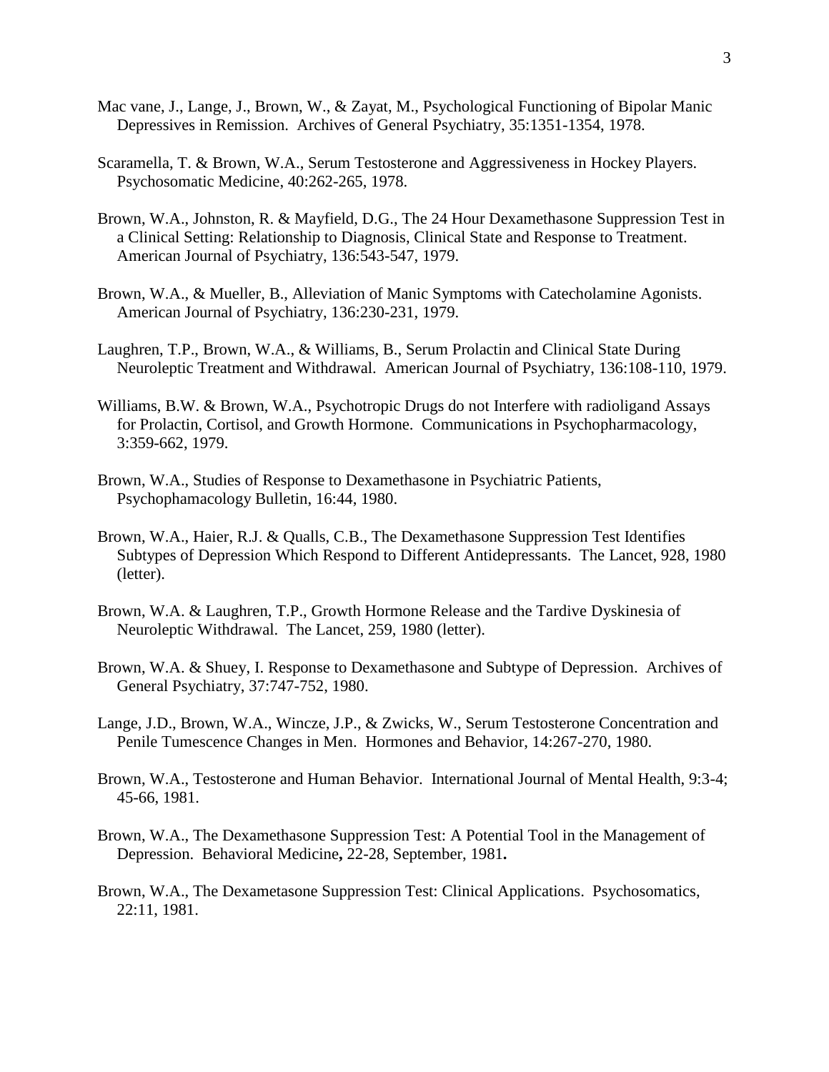Mac vane, J., Lange, J., Brown, W., & Zayat, M., Psychological Functioning of Bipolar Manic Depressives in Remission. Archives of General Psychiatry, 35:1351-1354, 1978.

Scaramella, T. & Brown, W.A., Serum Testosterone and Aggressiveness in Hockey Players. Psychosomatic Medicine, 40:262-265, 1978.

Brown, W.A., Johnston, R. & Mayfield, D.G., The 24 Hour Dexamethasone Suppression Test in a Clinical Setting: Relationship to Diagnosis, Clinical State and Response to Treatment. American Journal of Psychiatry, 136:543-547, 1979.

Brown, W.A., & Mueller, B., Alleviation of Manic Symptoms with Catecholamine Agonists. American Journal of Psychiatry, 136:230-231, 1979.

Laughren, T.P., Brown, W.A., & Williams, B., Serum Prolactin and Clinical State During Neuroleptic Treatment and Withdrawal. American Journal of Psychiatry, 136:108-110, 1979.

Williams, B.W. & Brown, W.A., Psychotropic Drugs do not Interfere with radioligand Assays for Prolactin, Cortisol, and Growth Hormone. Communications in Psychopharmacology, 3:359-662, 1979.

Brown, W.A., Studies of Response to Dexamethasone in Psychiatric Patients, Psychophamacology Bulletin, 16:44, 1980.

Brown, W.A., Haier, R.J. & Qualls, C.B., The Dexamethasone Suppression Test Identifies Subtypes of Depression Which Respond to Different Antidepressants. The Lancet, 928, 1980 (letter).

Brown, W.A. & Laughren, T.P., Growth Hormone Release and the Tardive Dyskinesia of Neuroleptic Withdrawal. The Lancet, 259, 1980 (letter).

Brown, W.A. & Shuey, I. Response to Dexamethasone and Subtype of Depression. Archives of General Psychiatry, 37:747-752, 1980.

Lange, J.D., Brown, W.A., Wincze, J.P., & Zwicks, W., Serum Testosterone Concentration and Penile Tumescence Changes in Men. Hormones and Behavior, 14:267-270, 1980.

Brown, W.A., Testosterone and Human Behavior. International Journal of Mental Health, 9:3-4; 45-66, 1981.

Brown, W.A., The Dexamethasone Suppression Test: A Potential Tool in the Management of Depression. Behavioral Medicine**,** 22-28, September, 1981**.**

Brown, W.A., The Dexametasone Suppression Test: Clinical Applications. Psychosomatics, 22:11, 1981.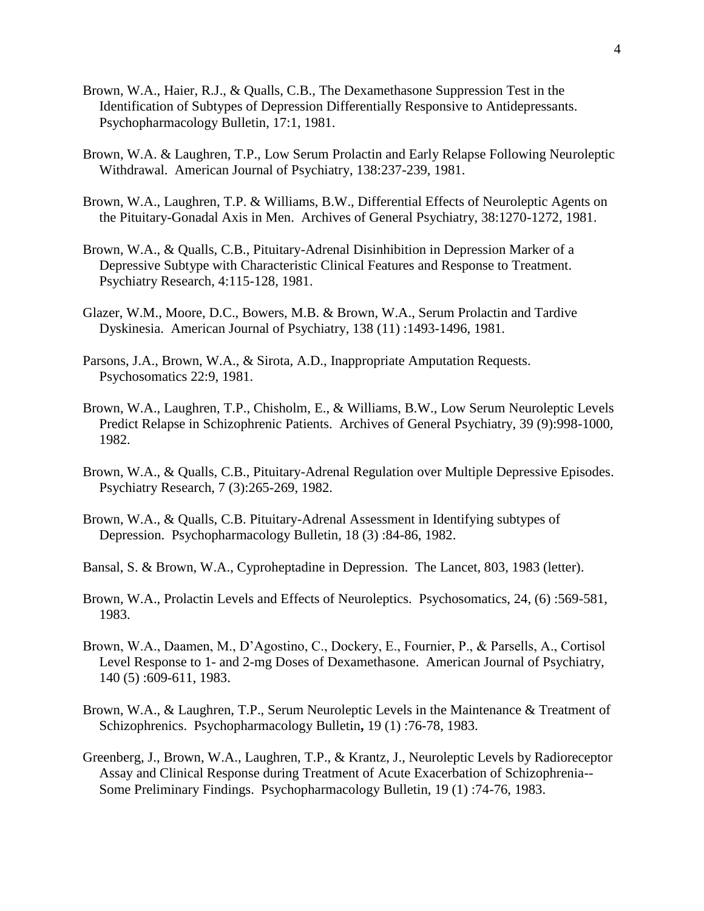Brown, W.A., Haier, R.J., & Qualls, C.B., The Dexamethasone Suppression Test in the Identification of Subtypes of Depression Differentially Responsive to Antidepressants. Psychopharmacology Bulletin, 17:1, 1981.

Brown, W.A. & Laughren, T.P., Low Serum Prolactin and Early Relapse Following Neuroleptic Withdrawal. American Journal of Psychiatry, 138:237-239, 1981.

Brown, W.A., Laughren, T.P. & Williams, B.W., Differential Effects of Neuroleptic Agents on the Pituitary-Gonadal Axis in Men. Archives of General Psychiatry, 38:1270-1272, 1981.

Brown, W.A., & Qualls, C.B., Pituitary-Adrenal Disinhibition in Depression Marker of a Depressive Subtype with Characteristic Clinical Features and Response to Treatment. Psychiatry Research, 4:115-128, 1981.

Glazer, W.M., Moore, D.C., Bowers, M.B. & Brown, W.A., Serum Prolactin and Tardive Dyskinesia. American Journal of Psychiatry, 138 (11) :1493-1496, 1981.

Parsons, J.A., Brown, W.A., & Sirota, A.D., Inappropriate Amputation Requests. Psychosomatics 22:9, 1981.

Brown, W.A., Laughren, T.P., Chisholm, E., & Williams, B.W., Low Serum Neuroleptic Levels Predict Relapse in Schizophrenic Patients. Archives of General Psychiatry, 39 (9):998-1000, 1982.

Brown, W.A., & Qualls, C.B., Pituitary-Adrenal Regulation over Multiple Depressive Episodes. Psychiatry Research, 7 (3):265-269, 1982.

Brown, W.A., & Qualls, C.B. Pituitary-Adrenal Assessment in Identifying subtypes of Depression. Psychopharmacology Bulletin, 18 (3) :84-86, 1982.

Bansal, S. & Brown, W.A., Cyproheptadine in Depression. The Lancet, 803, 1983 (letter).

Brown, W.A., Prolactin Levels and Effects of Neuroleptics. Psychosomatics, 24, (6) :569-581, 1983.

Brown, W.A., Daamen, M., D'Agostino, C., Dockery, E., Fournier, P., & Parsells, A., Cortisol Level Response to 1- and 2-mg Doses of Dexamethasone. American Journal of Psychiatry, 140 (5) :609-611, 1983.

Brown, W.A., & Laughren, T.P., Serum Neuroleptic Levels in the Maintenance & Treatment of Schizophrenics. Psychopharmacology Bulletin**,** 19 (1) :76-78, 1983.

Greenberg, J., Brown, W.A., Laughren, T.P., & Krantz, J., Neuroleptic Levels by Radioreceptor Assay and Clinical Response during Treatment of Acute Exacerbation of Schizophrenia--Some Preliminary Findings. Psychopharmacology Bulletin, 19 (1) :74-76, 1983.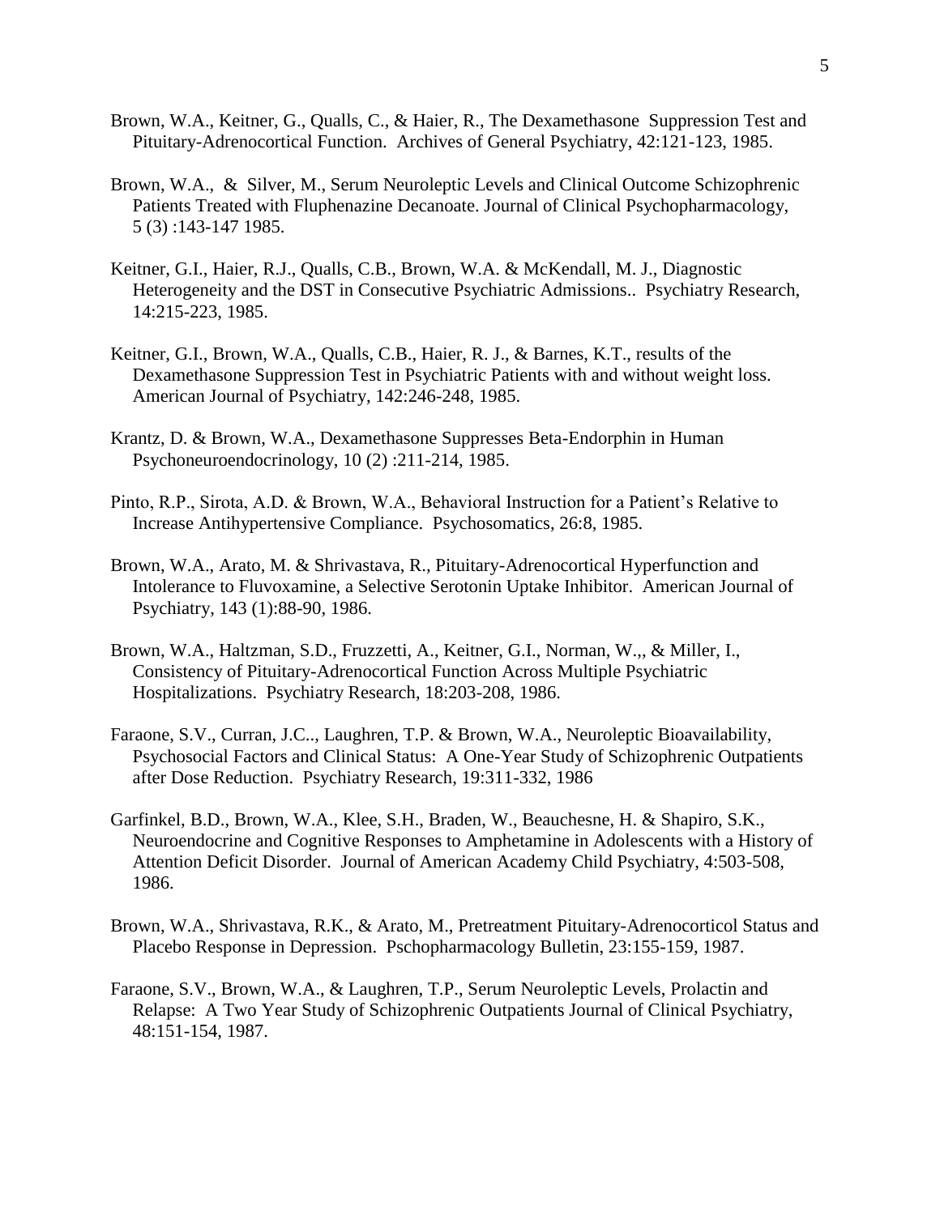Brown, W.A., Keitner, G., Qualls, C., & Haier, R., The Dexamethasone Suppression Test and Pituitary-Adrenocortical Function. Archives of General Psychiatry, 42:121-123, 1985.

Brown, W.A., & Silver, M., Serum Neuroleptic Levels and Clinical Outcome Schizophrenic Patients Treated with Fluphenazine Decanoate. Journal of Clinical Psychopharmacology, 5 (3) :143-147 1985.

Keitner, G.I., Haier, R.J., Qualls, C.B., Brown, W.A. & McKendall, M. J., Diagnostic Heterogeneity and the DST in Consecutive Psychiatric Admissions.. Psychiatry Research, 14:215-223, 1985.

Keitner, G.I., Brown, W.A., Qualls, C.B., Haier, R. J., & Barnes, K.T., results of the Dexamethasone Suppression Test in Psychiatric Patients with and without weight loss. American Journal of Psychiatry, 142:246-248, 1985.

Krantz, D. & Brown, W.A., Dexamethasone Suppresses Beta-Endorphin in Human Psychoneuroendocrinology, 10 (2) :211-214, 1985.

Pinto, R.P., Sirota, A.D. & Brown, W.A., Behavioral Instruction for a Patient's Relative to Increase Antihypertensive Compliance. Psychosomatics, 26:8, 1985.

Brown, W.A., Arato, M. & Shrivastava, R., Pituitary-Adrenocortical Hyperfunction and Intolerance to Fluvoxamine, a Selective Serotonin Uptake Inhibitor. American Journal of Psychiatry, 143 (1):88-90, 1986.

Brown, W.A., Haltzman, S.D., Fruzzetti, A., Keitner, G.I., Norman, W.,, & Miller, I., Consistency of Pituitary-Adrenocortical Function Across Multiple Psychiatric Hospitalizations. Psychiatry Research, 18:203-208, 1986.

Faraone, S.V., Curran, J.C.., Laughren, T.P. & Brown, W.A., Neuroleptic Bioavailability, Psychosocial Factors and Clinical Status: A One-Year Study of Schizophrenic Outpatients after Dose Reduction. Psychiatry Research, 19:311-332, 1986

Garfinkel, B.D., Brown, W.A., Klee, S.H., Braden, W., Beauchesne, H. & Shapiro, S.K., Neuroendocrine and Cognitive Responses to Amphetamine in Adolescents with a History of Attention Deficit Disorder. Journal of American Academy Child Psychiatry, 4:503-508, 1986.

Brown, W.A., Shrivastava, R.K., & Arato, M., Pretreatment Pituitary-Adrenocorticol Status and Placebo Response in Depression. Pschopharmacology Bulletin, 23:155-159, 1987.

Faraone, S.V., Brown, W.A., & Laughren, T.P., Serum Neuroleptic Levels, Prolactin and Relapse: A Two Year Study of Schizophrenic Outpatients Journal of Clinical Psychiatry, 48:151-154, 1987.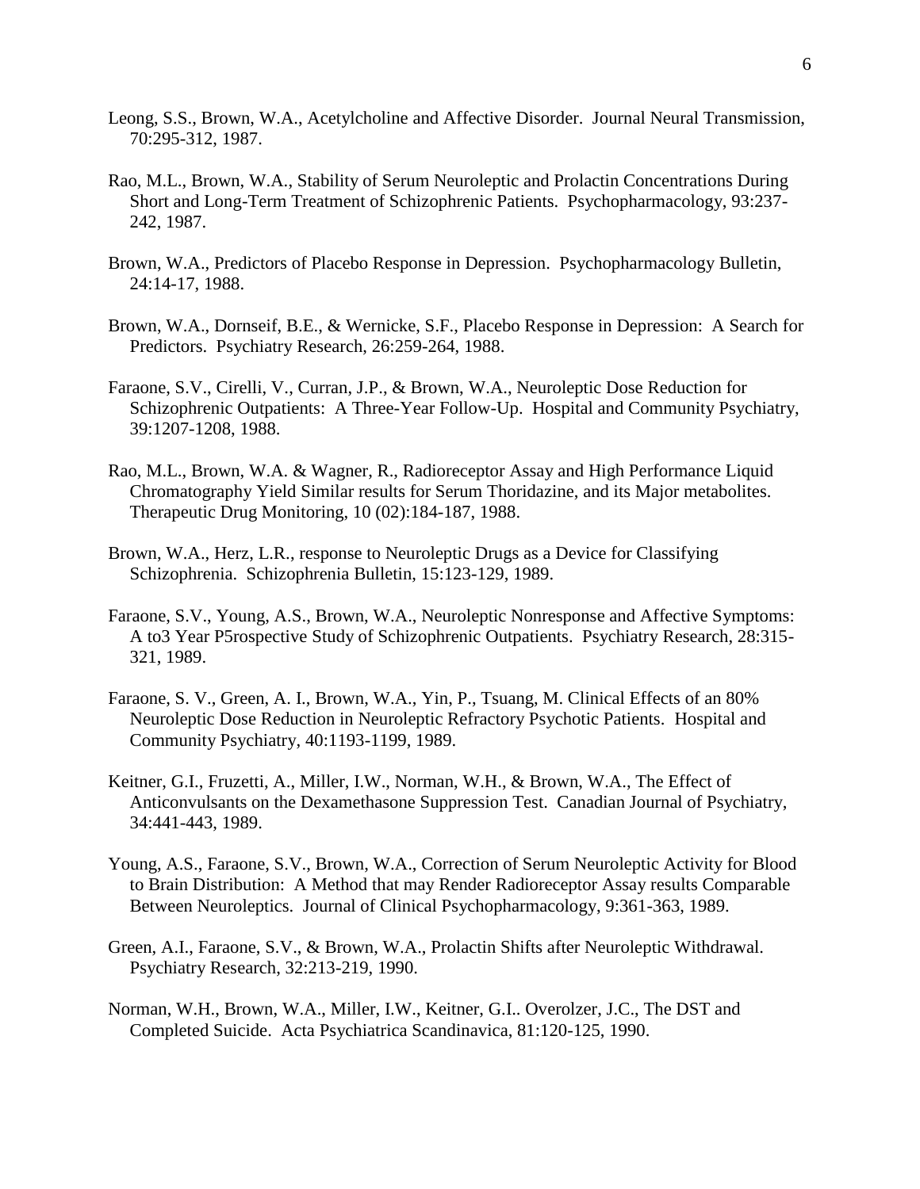Leong, S.S., Brown, W.A., Acetylcholine and Affective Disorder. Journal Neural Transmission, 70:295-312, 1987.

Rao, M.L., Brown, W.A., Stability of Serum Neuroleptic and Prolactin Concentrations During Short and Long-Term Treatment of Schizophrenic Patients. Psychopharmacology, 93:237-242, 1987.

Brown, W.A., Predictors of Placebo Response in Depression. Psychopharmacology Bulletin, 24:14-17, 1988.

Brown, W.A., Dornseif, B.E., & Wernicke, S.F., Placebo Response in Depression: A Search for Predictors. Psychiatry Research, 26:259-264, 1988.

Faraone, S.V., Cirelli, V., Curran, J.P., & Brown, W.A., Neuroleptic Dose Reduction for Schizophrenic Outpatients: A Three-Year Follow-Up. Hospital and Community Psychiatry, 39:1207-1208, 1988.

Rao, M.L., Brown, W.A. & Wagner, R., Radioreceptor Assay and High Performance Liquid Chromatography Yield Similar results for Serum Thoridazine, and its Major metabolites. Therapeutic Drug Monitoring, 10 (02):184-187, 1988.

Brown, W.A., Herz, L.R., response to Neuroleptic Drugs as a Device for Classifying Schizophrenia. Schizophrenia Bulletin, 15:123-129, 1989.

Faraone, S.V., Young, A.S., Brown, W.A., Neuroleptic Nonresponse and Affective Symptoms: A to3 Year P5rospective Study of Schizophrenic Outpatients. Psychiatry Research, 28:315-321, 1989.

Faraone, S. V., Green, A. I., Brown, W.A., Yin, P., Tsuang, M. Clinical Effects of an 80% Neuroleptic Dose Reduction in Neuroleptic Refractory Psychotic Patients. Hospital and Community Psychiatry, 40:1193-1199, 1989.

Keitner, G.I., Fruzetti, A., Miller, I.W., Norman, W.H., & Brown, W.A., The Effect of Anticonvulsants on the Dexamethasone Suppression Test. Canadian Journal of Psychiatry, 34:441-443, 1989.

Young, A.S., Faraone, S.V., Brown, W.A., Correction of Serum Neuroleptic Activity for Blood to Brain Distribution: A Method that may Render Radioreceptor Assay results Comparable Between Neuroleptics. Journal of Clinical Psychopharmacology, 9:361-363, 1989.

Green, A.I., Faraone, S.V., & Brown, W.A., Prolactin Shifts after Neuroleptic Withdrawal. Psychiatry Research, 32:213-219, 1990.

Norman, W.H., Brown, W.A., Miller, I.W., Keitner, G.I.. Overolzer, J.C., The DST and Completed Suicide. Acta Psychiatrica Scandinavica, 81:120-125, 1990.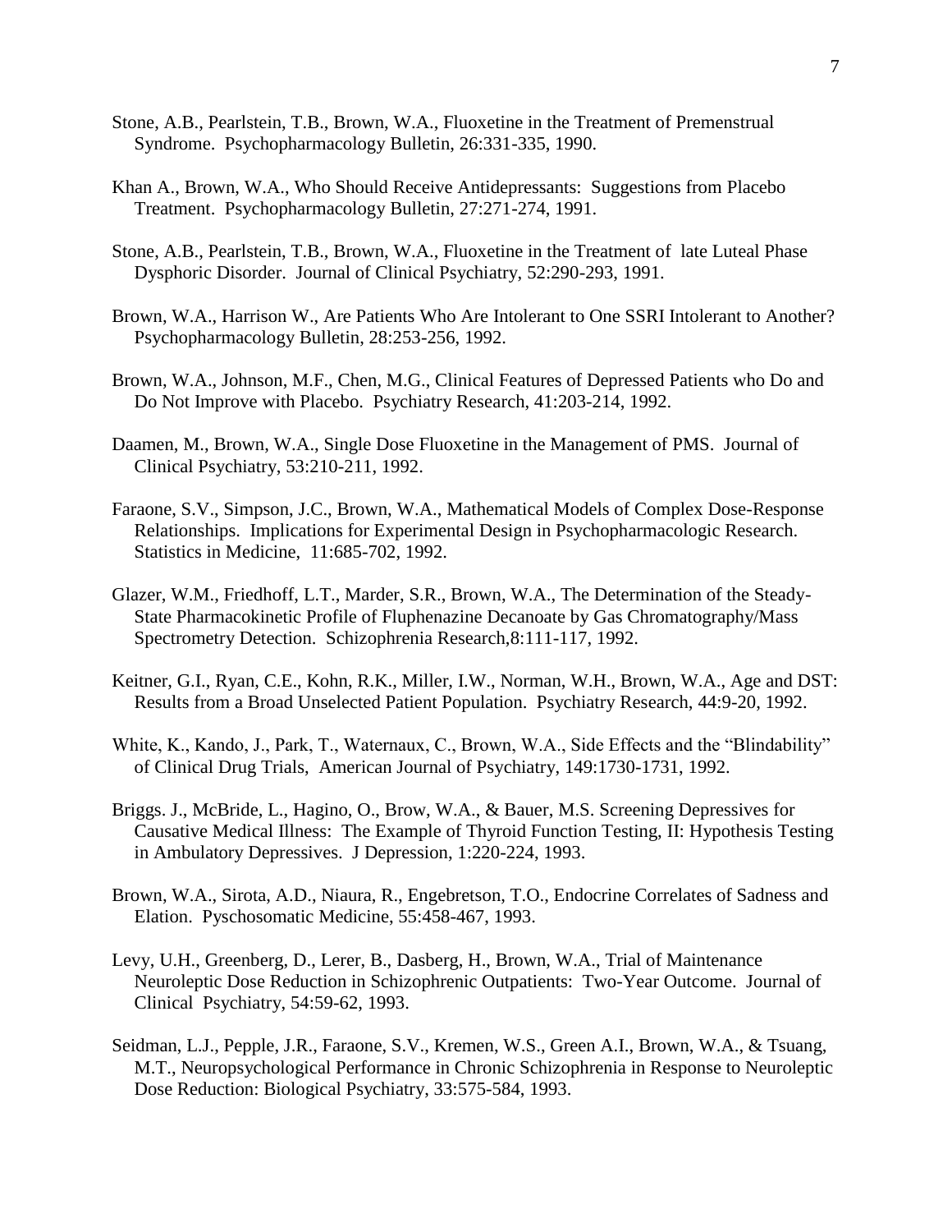Stone, A.B., Pearlstein, T.B., Brown, W.A., Fluoxetine in the Treatment of Premenstrual Syndrome. Psychopharmacology Bulletin, 26:331-335, 1990.

Khan A., Brown, W.A., Who Should Receive Antidepressants: Suggestions from Placebo Treatment. Psychopharmacology Bulletin, 27:271-274, 1991.

Stone, A.B., Pearlstein, T.B., Brown, W.A., Fluoxetine in the Treatment of late Luteal Phase Dysphoric Disorder. Journal of Clinical Psychiatry, 52:290-293, 1991.

Brown, W.A., Harrison W., Are Patients Who Are Intolerant to One SSRI Intolerant to Another? Psychopharmacology Bulletin, 28:253-256, 1992.

Brown, W.A., Johnson, M.F., Chen, M.G., Clinical Features of Depressed Patients who Do and Do Not Improve with Placebo. Psychiatry Research, 41:203-214, 1992.

Daamen, M., Brown, W.A., Single Dose Fluoxetine in the Management of PMS. Journal of Clinical Psychiatry, 53:210-211, 1992.

Faraone, S.V., Simpson, J.C., Brown, W.A., Mathematical Models of Complex Dose-Response Relationships. Implications for Experimental Design in Psychopharmacologic Research. Statistics in Medicine, 11:685-702, 1992.

Glazer, W.M., Friedhoff, L.T., Marder, S.R., Brown, W.A., The Determination of the Steady-State Pharmacokinetic Profile of Fluphenazine Decanoate by Gas Chromatography/Mass Spectrometry Detection. Schizophrenia Research,8:111-117, 1992.

Keitner, G.I., Ryan, C.E., Kohn, R.K., Miller, I.W., Norman, W.H., Brown, W.A., Age and DST: Results from a Broad Unselected Patient Population. Psychiatry Research, 44:9-20, 1992.

White, K., Kando, J., Park, T., Waternaux, C., Brown, W.A., Side Effects and the "Blindability" of Clinical Drug Trials, American Journal of Psychiatry, 149:1730-1731, 1992.

Briggs. J., McBride, L., Hagino, O., Brow, W.A., & Bauer, M.S. Screening Depressives for Causative Medical Illness: The Example of Thyroid Function Testing, II: Hypothesis Testing in Ambulatory Depressives. J Depression, 1:220-224, 1993.

Brown, W.A., Sirota, A.D., Niaura, R., Engebretson, T.O., Endocrine Correlates of Sadness and Elation. Pyschosomatic Medicine, 55:458-467, 1993.

Levy, U.H., Greenberg, D., Lerer, B., Dasberg, H., Brown, W.A., Trial of Maintenance Neuroleptic Dose Reduction in Schizophrenic Outpatients: Two-Year Outcome. Journal of Clinical Psychiatry, 54:59-62, 1993.

Seidman, L.J., Pepple, J.R., Faraone, S.V., Kremen, W.S., Green A.I., Brown, W.A., & Tsuang, M.T., Neuropsychological Performance in Chronic Schizophrenia in Response to Neuroleptic Dose Reduction: Biological Psychiatry, 33:575-584, 1993.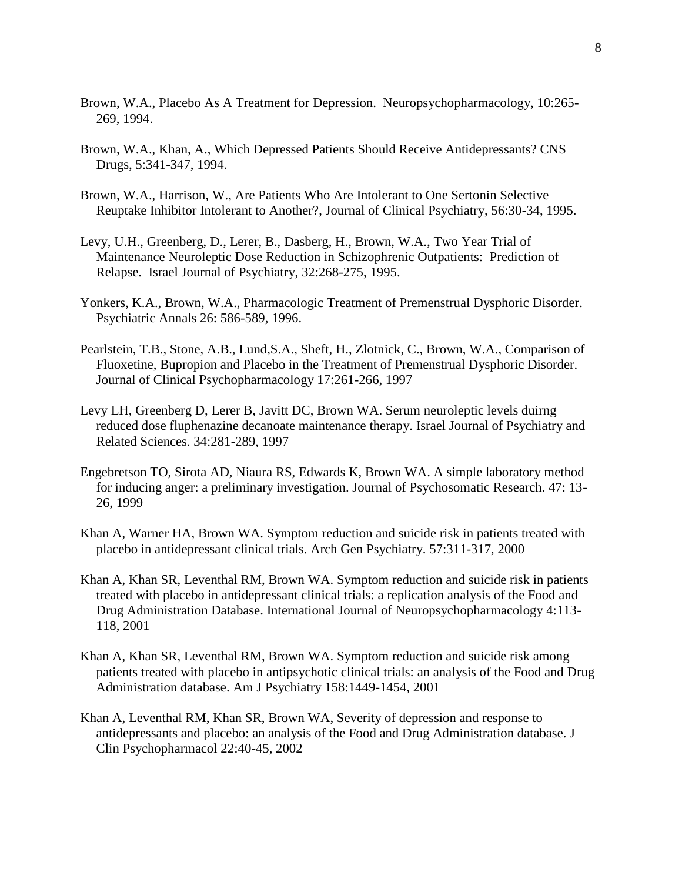Brown, W.A., Placebo As A Treatment for Depression. Neuropsychopharmacology, 10:265-269, 1994.

Brown, W.A., Khan, A., Which Depressed Patients Should Receive Antidepressants? CNS Drugs, 5:341-347, 1994.

Brown, W.A., Harrison, W., Are Patients Who Are Intolerant to One Sertonin Selective Reuptake Inhibitor Intolerant to Another?, Journal of Clinical Psychiatry, 56:30-34, 1995.

Levy, U.H., Greenberg, D., Lerer, B., Dasberg, H., Brown, W.A., Two Year Trial of Maintenance Neuroleptic Dose Reduction in Schizophrenic Outpatients: Prediction of Relapse. Israel Journal of Psychiatry, 32:268-275, 1995.

Yonkers, K.A., Brown, W.A., Pharmacologic Treatment of Premenstrual Dysphoric Disorder. Psychiatric Annals 26: 586-589, 1996.

Pearlstein, T.B., Stone, A.B., Lund,S.A., Sheft, H., Zlotnick, C., Brown, W.A., Comparison of Fluoxetine, Bupropion and Placebo in the Treatment of Premenstrual Dysphoric Disorder. Journal of Clinical Psychopharmacology 17:261-266, 1997

Levy LH, Greenberg D, Lerer B, Javitt DC, Brown WA. Serum neuroleptic levels duirng reduced dose fluphenazine decanoate maintenance therapy. Israel Journal of Psychiatry and Related Sciences. 34:281-289, 1997

Engebretson TO, Sirota AD, Niaura RS, Edwards K, Brown WA. A simple laboratory method for inducing anger: a preliminary investigation. Journal of Psychosomatic Research. 47: 13-26, 1999

Khan A, Warner HA, Brown WA. Symptom reduction and suicide risk in patients treated with placebo in antidepressant clinical trials. Arch Gen Psychiatry. 57:311-317, 2000

Khan A, Khan SR, Leventhal RM, Brown WA. Symptom reduction and suicide risk in patients treated with placebo in antidepressant clinical trials: a replication analysis of the Food and Drug Administration Database. International Journal of Neuropsychopharmacology 4:113-118, 2001

Khan A, Khan SR, Leventhal RM, Brown WA. Symptom reduction and suicide risk among patients treated with placebo in antipsychotic clinical trials: an analysis of the Food and Drug Administration database. Am J Psychiatry 158:1449-1454, 2001

Khan A, Leventhal RM, Khan SR, Brown WA, Severity of depression and response to antidepressants and placebo: an analysis of the Food and Drug Administration database. J Clin Psychopharmacol 22:40-45, 2002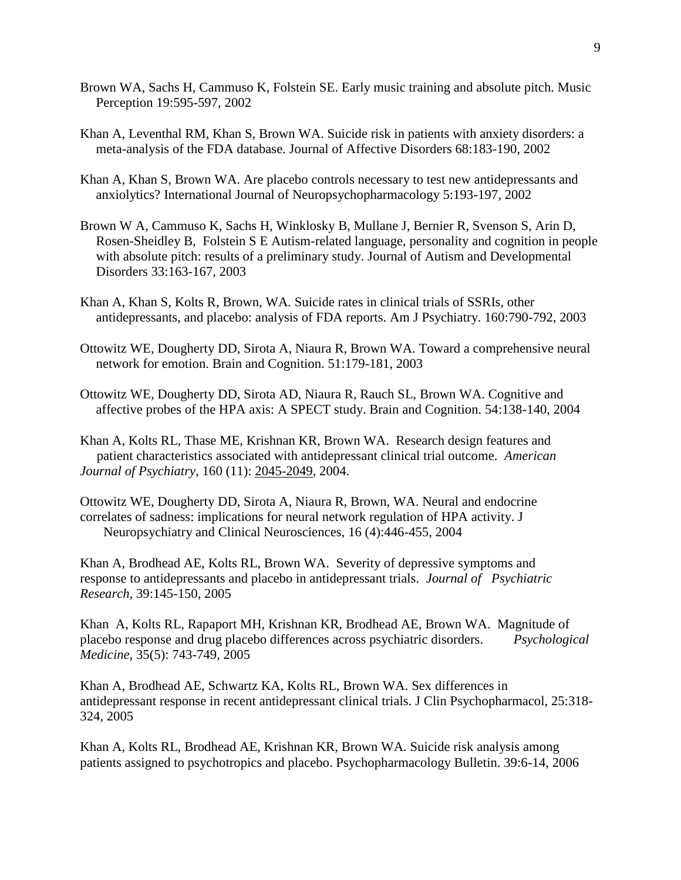Brown WA, Sachs H, Cammuso K, Folstein SE. Early music training and absolute pitch. Music Perception 19:595-597, 2002

Khan A, Leventhal RM, Khan S, Brown WA. Suicide risk in patients with anxiety disorders: a meta-analysis of the FDA database. Journal of Affective Disorders 68:183-190, 2002

Khan A, Khan S, Brown WA. Are placebo controls necessary to test new antidepressants and anxiolytics? International Journal of Neuropsychopharmacology 5:193-197, 2002

Brown W A, Cammuso K, Sachs H, Winklosky B, Mullane J, Bernier R, Svenson S, Arin D, Rosen-Sheidley B, Folstein S E Autism-related language, personality and cognition in people with absolute pitch: results of a preliminary study. Journal of Autism and Developmental Disorders 33:163-167, 2003

Khan A, Khan S, Kolts R, Brown, WA. Suicide rates in clinical trials of SSRIs, other antidepressants, and placebo: analysis of FDA reports. Am J Psychiatry. 160:790-792, 2003

Ottowitz WE, Dougherty DD, Sirota A, Niaura R, Brown WA. Toward a comprehensive neural network for emotion. Brain and Cognition. 51:179-181, 2003

Ottowitz WE, Dougherty DD, Sirota AD, Niaura R, Rauch SL, Brown WA. Cognitive and affective probes of the HPA axis: A SPECT study. Brain and Cognition. 54:138-140, 2004

Khan A, Kolts RL, Thase ME, Krishnan KR, Brown WA. Research design features and patient characteristics associated with antidepressant clinical trial outcome. *American Journal of Psychiatry*, 160 (11): 2045-2049, 2004.

Ottowitz WE, Dougherty DD, Sirota A, Niaura R, Brown, WA. Neural and endocrine correlates of sadness: implications for neural network regulation of HPA activity. J Neuropsychiatry and Clinical Neurosciences, 16 (4):446-455, 2004

Khan A, Brodhead AE, Kolts RL, Brown WA. Severity of depressive symptoms and response to antidepressants and placebo in antidepressant trials. *Journal of Psychiatric Research*, 39:145-150, 2005

Khan A, Kolts RL, Rapaport MH, Krishnan KR, Brodhead AE, Brown WA. Magnitude of placebo response and drug placebo differences across psychiatric disorders. *Psychological Medicine*, 35(5): 743-749, 2005

Khan A, Brodhead AE, Schwartz KA, Kolts RL, Brown WA. Sex differences in antidepressant response in recent antidepressant clinical trials. J Clin Psychopharmacol, 25:318-324, 2005

Khan A, Kolts RL, Brodhead AE, Krishnan KR, Brown WA. Suicide risk analysis among patients assigned to psychotropics and placebo. Psychopharmacology Bulletin. 39:6-14, 2006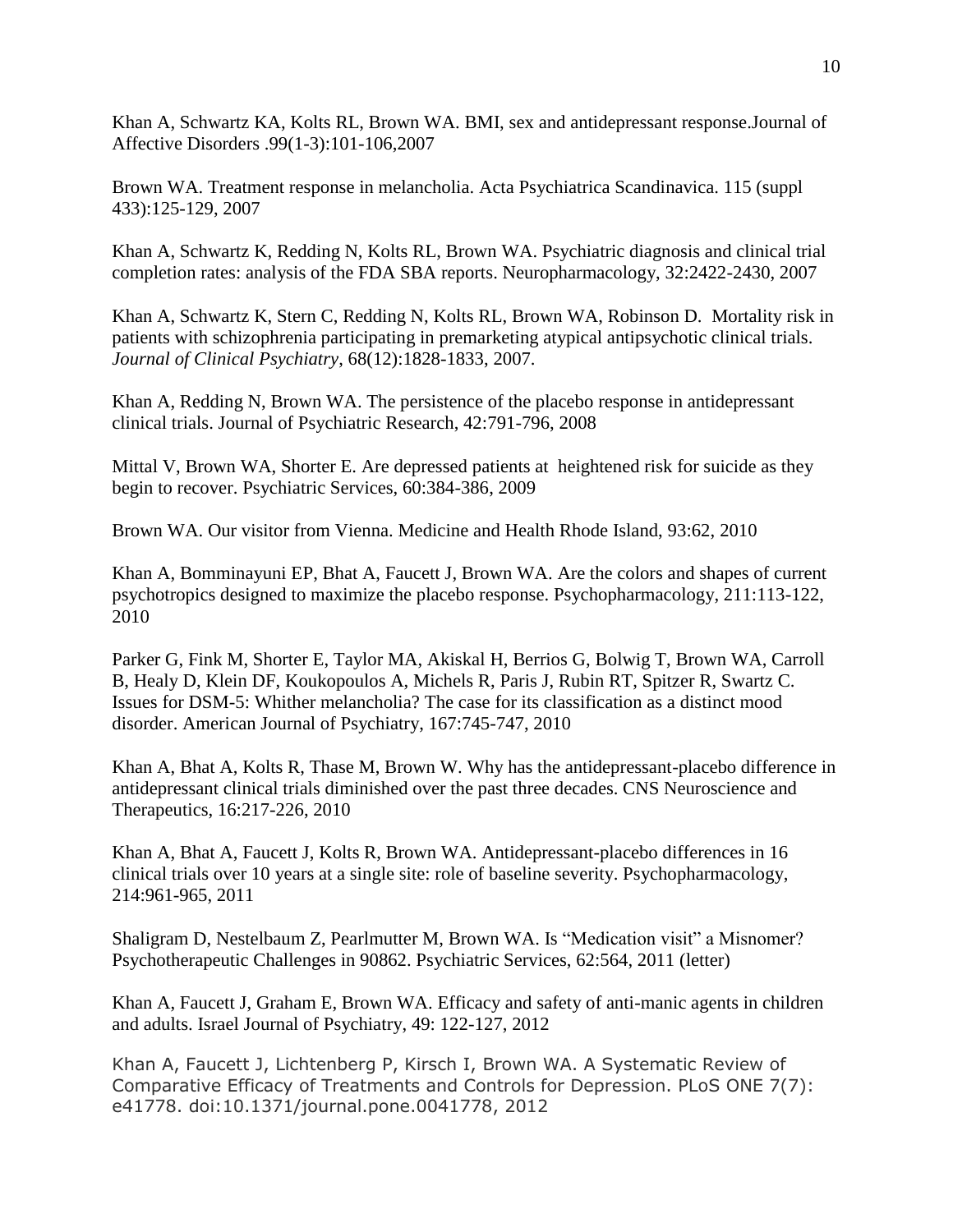Khan A, Schwartz KA, Kolts RL, Brown WA. BMI, sex and antidepressant response.Journal of Affective Disorders .99(1-3):101-106,2007

Brown WA. Treatment response in melancholia. Acta Psychiatrica Scandinavica. 115 (suppl 433):125-129, 2007

Khan A, Schwartz K, Redding N, Kolts RL, Brown WA. Psychiatric diagnosis and clinical trial completion rates: analysis of the FDA SBA reports. Neuropharmacology, 32:2422-2430, 2007

Khan A, Schwartz K, Stern C, Redding N, Kolts RL, Brown WA, Robinson D. Mortality risk in patients with schizophrenia participating in premarketing atypical antipsychotic clinical trials. *Journal of Clinical Psychiatry*, 68(12):1828-1833, 2007.

Khan A, Redding N, Brown WA. The persistence of the placebo response in antidepressant clinical trials. Journal of Psychiatric Research, 42:791-796, 2008

Mittal V, Brown WA, Shorter E. Are depressed patients at heightened risk for suicide as they begin to recover. Psychiatric Services, 60:384-386, 2009

Brown WA. Our visitor from Vienna. Medicine and Health Rhode Island, 93:62, 2010

Khan A, Bomminayuni EP, Bhat A, Faucett J, Brown WA. Are the colors and shapes of current psychotropics designed to maximize the placebo response. Psychopharmacology, 211:113-122, 2010

Parker G, Fink M, Shorter E, Taylor MA, Akiskal H, Berrios G, Bolwig T, Brown WA, Carroll B, Healy D, Klein DF, Koukopoulos A, Michels R, Paris J, Rubin RT, Spitzer R, Swartz C. Issues for DSM-5: Whither melancholia? The case for its classification as a distinct mood disorder. American Journal of Psychiatry, 167:745-747, 2010

Khan A, Bhat A, Kolts R, Thase M, Brown W. Why has the antidepressant-placebo difference in antidepressant clinical trials diminished over the past three decades. CNS Neuroscience and Therapeutics, 16:217-226, 2010

Khan A, Bhat A, Faucett J, Kolts R, Brown WA. Antidepressant-placebo differences in 16 clinical trials over 10 years at a single site: role of baseline severity. Psychopharmacology, 214:961-965, 2011

Shaligram D, Nestelbaum Z, Pearlmutter M, Brown WA. Is "Medication visit" a Misnomer? Psychotherapeutic Challenges in 90862. Psychiatric Services, 62:564, 2011 (letter)

Khan A, Faucett J, Graham E, Brown WA. Efficacy and safety of anti-manic agents in children and adults. Israel Journal of Psychiatry, 49: 122-127, 2012

Khan A, Faucett J, Lichtenberg P, Kirsch I, Brown WA. A Systematic Review of Comparative Efficacy of Treatments and Controls for Depression. PLoS ONE 7(7): e41778. doi:10.1371/journal.pone.0041778, 2012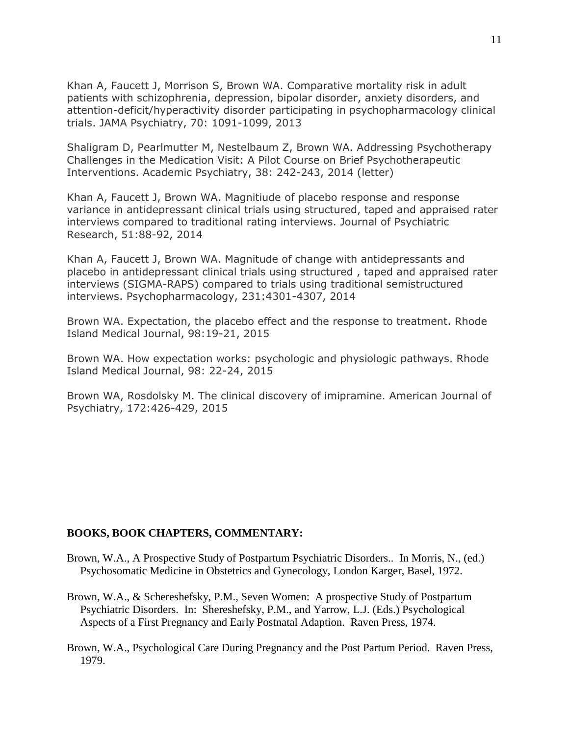Khan A, Faucett J, Morrison S, Brown WA. Comparative mortality risk in adult patients with schizophrenia, depression, bipolar disorder, anxiety disorders, and attention-deficit/hyperactivity disorder participating in psychopharmacology clinical trials. JAMA Psychiatry, 70: 1091-1099, 2013

Shaligram D, Pearlmutter M, Nestelbaum Z, Brown WA. Addressing Psychotherapy Challenges in the Medication Visit: A Pilot Course on Brief Psychotherapeutic Interventions. Academic Psychiatry, 38: 242-243, 2014 (letter)

Khan A, Faucett J, Brown WA. Magnitiude of placebo response and response variance in antidepressant clinical trials using structured, taped and appraised rater interviews compared to traditional rating interviews. Journal of Psychiatric Research, 51:88-92, 2014

Khan A, Faucett J, Brown WA. Magnitude of change with antidepressants and placebo in antidepressant clinical trials using structured , taped and appraised rater interviews (SIGMA-RAPS) compared to trials using traditional semistructured interviews. Psychopharmacology, 231:4301-4307, 2014

Brown WA. Expectation, the placebo effect and the response to treatment. Rhode Island Medical Journal, 98:19-21, 2015

Brown WA. How expectation works: psychologic and physiologic pathways. Rhode Island Medical Journal, 98: 22-24, 2015

Brown WA, Rosdolsky M. The clinical discovery of imipramine. American Journal of Psychiatry, 172:426-429, 2015

**BOOKS, BOOK CHAPTERS, COMMENTARY:**

Brown, W.A., A Prospective Study of Postpartum Psychiatric Disorders.. In Morris, N., (ed.) Psychosomatic Medicine in Obstetrics and Gynecology, London Karger, Basel, 1972.

Brown, W.A., & Schereshefsky, P.M., Seven Women: A prospective Study of Postpartum Psychiatric Disorders. In: Shereshefsky, P.M., and Yarrow, L.J. (Eds.) Psychological Aspects of a First Pregnancy and Early Postnatal Adaption. Raven Press, 1974.

Brown, W.A., Psychological Care During Pregnancy and the Post Partum Period. Raven Press, 1979.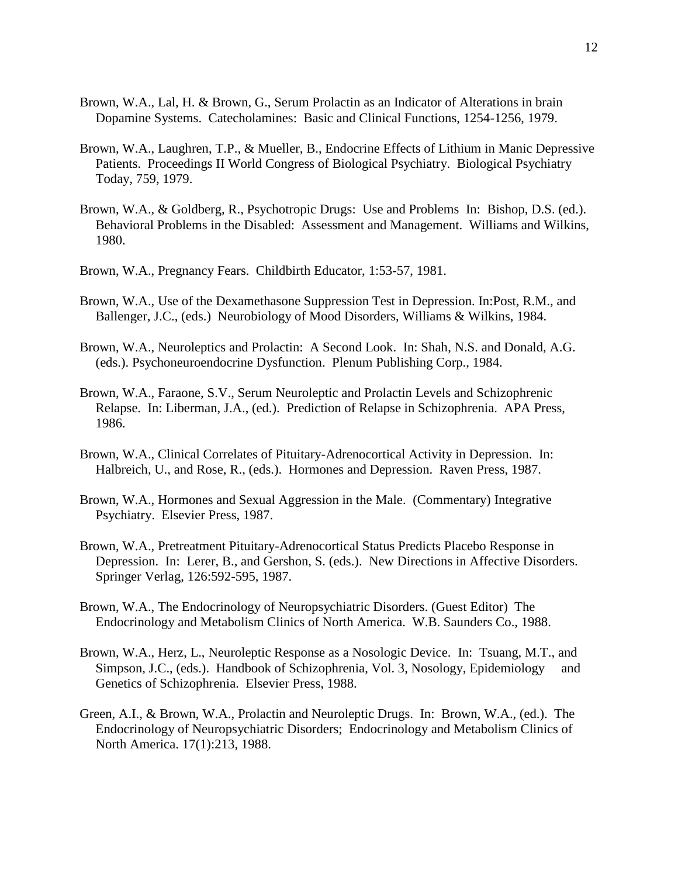Brown, W.A., Lal, H. & Brown, G., Serum Prolactin as an Indicator of Alterations in brain Dopamine Systems. Catecholamines: Basic and Clinical Functions, 1254-1256, 1979.

Brown, W.A., Laughren, T.P., & Mueller, B., Endocrine Effects of Lithium in Manic Depressive Patients. Proceedings II World Congress of Biological Psychiatry. Biological Psychiatry Today, 759, 1979.

Brown, W.A., & Goldberg, R., Psychotropic Drugs: Use and Problems In: Bishop, D.S. (ed.). Behavioral Problems in the Disabled: Assessment and Management. Williams and Wilkins, 1980.

Brown, W.A., Pregnancy Fears. Childbirth Educator, 1:53-57, 1981.

Brown, W.A., Use of the Dexamethasone Suppression Test in Depression. In:Post, R.M., and Ballenger, J.C., (eds.) Neurobiology of Mood Disorders, Williams & Wilkins, 1984.

Brown, W.A., Neuroleptics and Prolactin: A Second Look. In: Shah, N.S. and Donald, A.G. (eds.). Psychoneuroendocrine Dysfunction. Plenum Publishing Corp., 1984.

Brown, W.A., Faraone, S.V., Serum Neuroleptic and Prolactin Levels and Schizophrenic Relapse. In: Liberman, J.A., (ed.). Prediction of Relapse in Schizophrenia. APA Press, 1986.

Brown, W.A., Clinical Correlates of Pituitary-Adrenocortical Activity in Depression. In: Halbreich, U., and Rose, R., (eds.). Hormones and Depression. Raven Press, 1987.

Brown, W.A., Hormones and Sexual Aggression in the Male. (Commentary) Integrative Psychiatry. Elsevier Press, 1987.

Brown, W.A., Pretreatment Pituitary-Adrenocortical Status Predicts Placebo Response in Depression. In: Lerer, B., and Gershon, S. (eds.). New Directions in Affective Disorders. Springer Verlag, 126:592-595, 1987.

Brown, W.A., The Endocrinology of Neuropsychiatric Disorders. (Guest Editor) The Endocrinology and Metabolism Clinics of North America. W.B. Saunders Co., 1988.

Brown, W.A., Herz, L., Neuroleptic Response as a Nosologic Device. In: Tsuang, M.T., and Simpson, J.C., (eds.). Handbook of Schizophrenia, Vol. 3, Nosology, Epidemiology and Genetics of Schizophrenia. Elsevier Press, 1988.

Green, A.I., & Brown, W.A., Prolactin and Neuroleptic Drugs. In: Brown, W.A., (ed.). The Endocrinology of Neuropsychiatric Disorders; Endocrinology and Metabolism Clinics of North America. 17(1):213, 1988.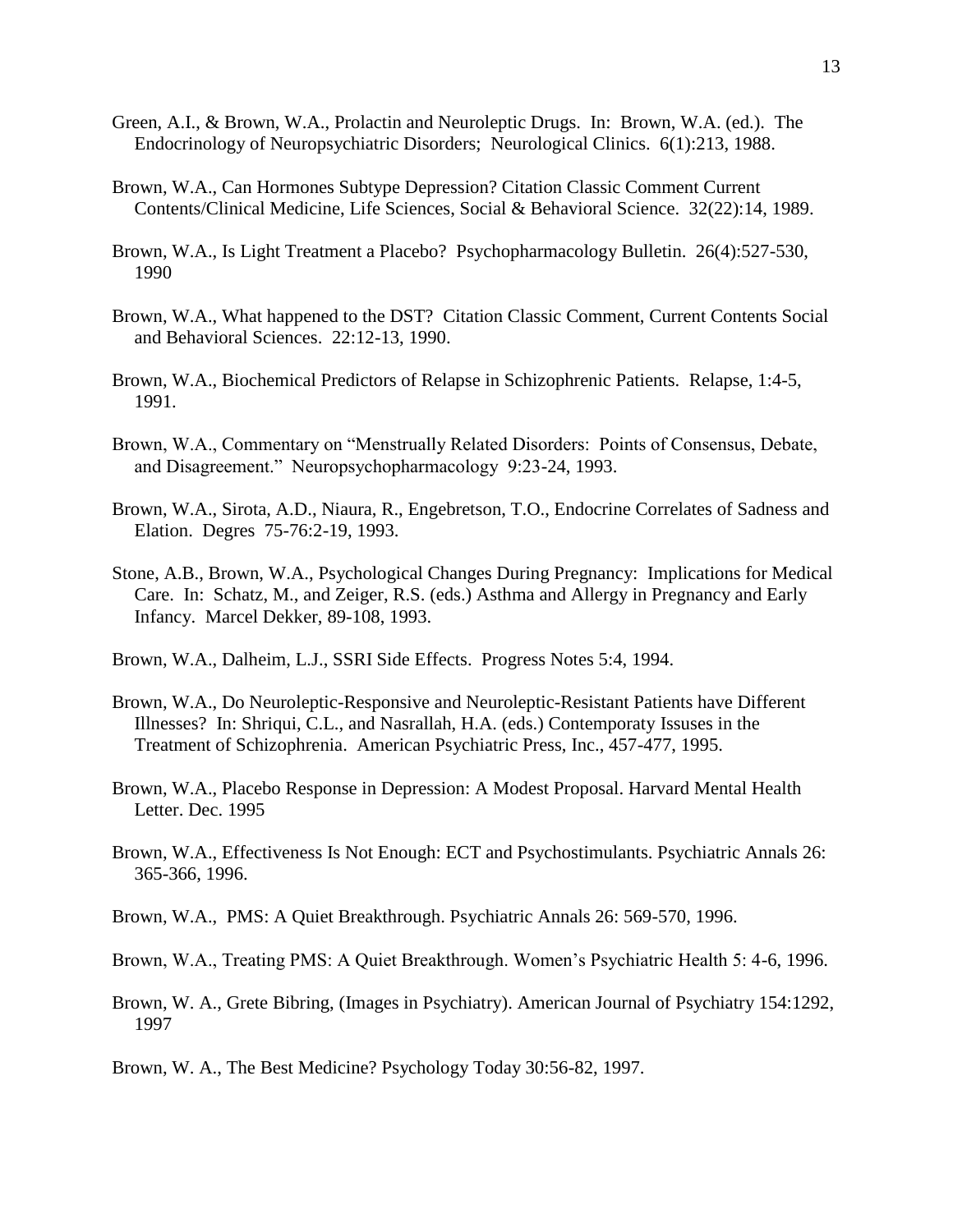Green, A.I., & Brown, W.A., Prolactin and Neuroleptic Drugs. In: Brown, W.A. (ed.). The Endocrinology of Neuropsychiatric Disorders; Neurological Clinics. 6(1):213, 1988.

Brown, W.A., Can Hormones Subtype Depression? Citation Classic Comment Current Contents/Clinical Medicine, Life Sciences, Social & Behavioral Science. 32(22):14, 1989.

Brown, W.A., Is Light Treatment a Placebo? Psychopharmacology Bulletin. 26(4):527-530, 1990

Brown, W.A., What happened to the DST? Citation Classic Comment, Current Contents Social and Behavioral Sciences. 22:12-13, 1990.

Brown, W.A., Biochemical Predictors of Relapse in Schizophrenic Patients. Relapse, 1:4-5, 1991.

Brown, W.A., Commentary on "Menstrually Related Disorders: Points of Consensus, Debate, and Disagreement." Neuropsychopharmacology 9:23-24, 1993.

Brown, W.A., Sirota, A.D., Niaura, R., Engebretson, T.O., Endocrine Correlates of Sadness and Elation. Degres 75-76:2-19, 1993.

Stone, A.B., Brown, W.A., Psychological Changes During Pregnancy: Implications for Medical Care. In: Schatz, M., and Zeiger, R.S. (eds.) Asthma and Allergy in Pregnancy and Early Infancy. Marcel Dekker, 89-108, 1993.

Brown, W.A., Dalheim, L.J., SSRI Side Effects. Progress Notes 5:4, 1994.

Brown, W.A., Do Neuroleptic-Responsive and Neuroleptic-Resistant Patients have Different Illnesses? In: Shriqui, C.L., and Nasrallah, H.A. (eds.) Contemporaty Issuses in the Treatment of Schizophrenia. American Psychiatric Press, Inc., 457-477, 1995.

Brown, W.A., Placebo Response in Depression: A Modest Proposal. Harvard Mental Health Letter. Dec. 1995

Brown, W.A., Effectiveness Is Not Enough: ECT and Psychostimulants. Psychiatric Annals 26: 365-366, 1996.

Brown, W.A., PMS: A Quiet Breakthrough. Psychiatric Annals 26: 569-570, 1996.

Brown, W.A., Treating PMS: A Quiet Breakthrough. Women's Psychiatric Health 5: 4-6, 1996.

Brown, W. A., Grete Bibring, (Images in Psychiatry). American Journal of Psychiatry 154:1292, 1997

Brown, W. A., The Best Medicine? Psychology Today 30:56-82, 1997.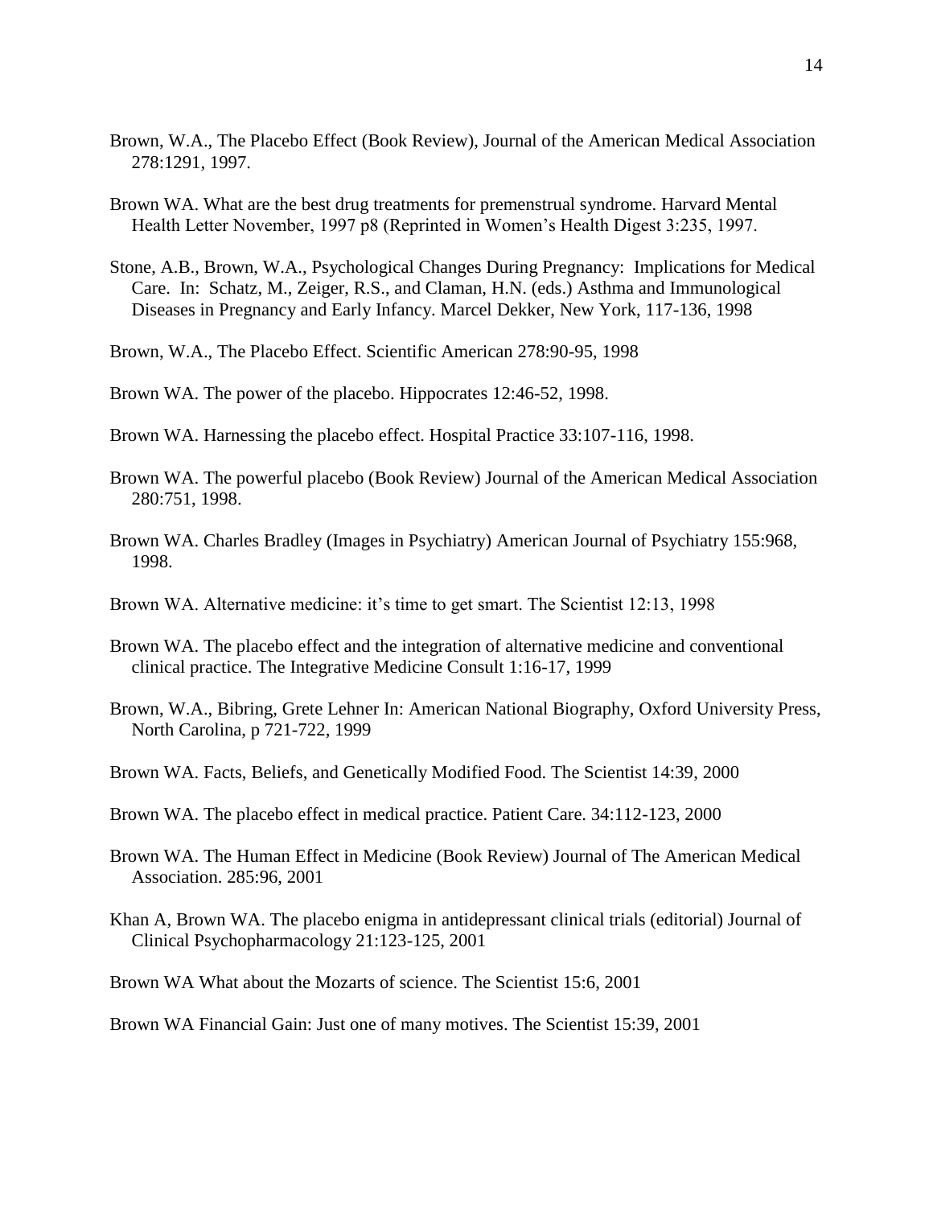Brown, W.A., The Placebo Effect (Book Review), Journal of the American Medical Association 278:1291, 1997.

Brown WA. What are the best drug treatments for premenstrual syndrome. Harvard Mental Health Letter November, 1997 p8 (Reprinted in Women's Health Digest 3:235, 1997.

Stone, A.B., Brown, W.A., Psychological Changes During Pregnancy: Implications for Medical Care. In: Schatz, M., Zeiger, R.S., and Claman, H.N. (eds.) Asthma and Immunological Diseases in Pregnancy and Early Infancy. Marcel Dekker, New York, 117-136, 1998

Brown, W.A., The Placebo Effect. Scientific American 278:90-95, 1998

Brown WA. The power of the placebo. Hippocrates 12:46-52, 1998.

Brown WA. Harnessing the placebo effect. Hospital Practice 33:107-116, 1998.

Brown WA. The powerful placebo (Book Review) Journal of the American Medical Association 280:751, 1998.

Brown WA. Charles Bradley (Images in Psychiatry) American Journal of Psychiatry 155:968, 1998.

Brown WA. Alternative medicine: it's time to get smart. The Scientist 12:13, 1998

Brown WA. The placebo effect and the integration of alternative medicine and conventional clinical practice. The Integrative Medicine Consult 1:16-17, 1999

Brown, W.A., Bibring, Grete Lehner In: American National Biography, Oxford University Press, North Carolina, p 721-722, 1999

Brown WA. Facts, Beliefs, and Genetically Modified Food. The Scientist 14:39, 2000

Brown WA. The placebo effect in medical practice. Patient Care. 34:112-123, 2000

Brown WA. The Human Effect in Medicine (Book Review) Journal of The American Medical Association. 285:96, 2001

Khan A, Brown WA. The placebo enigma in antidepressant clinical trials (editorial) Journal of Clinical Psychopharmacology 21:123-125, 2001

Brown WA What about the Mozarts of science. The Scientist 15:6, 2001

Brown WA Financial Gain: Just one of many motives. The Scientist 15:39, 2001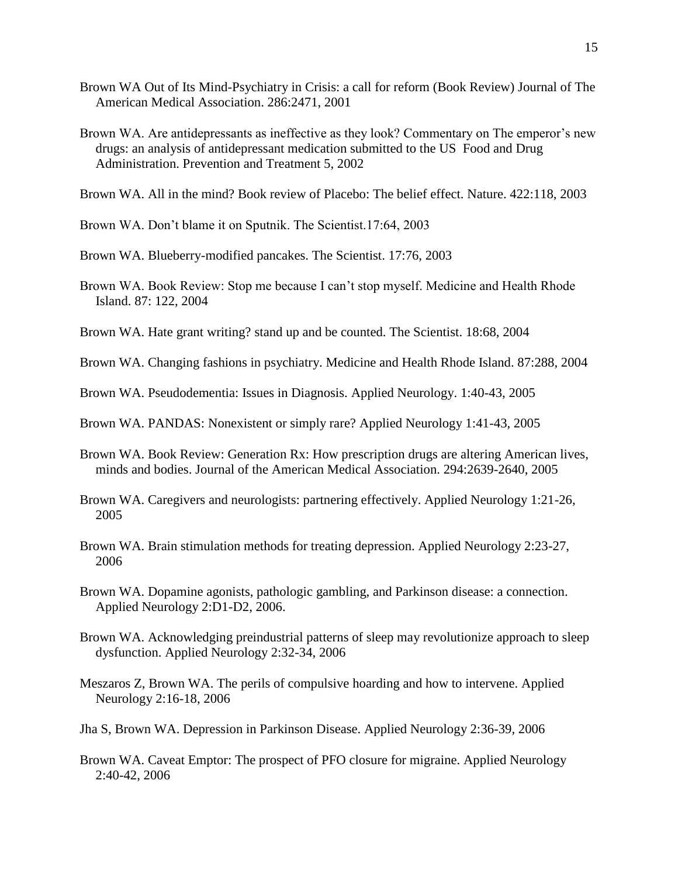Brown WA Out of Its Mind-Psychiatry in Crisis: a call for reform (Book Review) Journal of The American Medical Association. 286:2471, 2001

Brown WA. Are antidepressants as ineffective as they look? Commentary on The emperor's new drugs: an analysis of antidepressant medication submitted to the US Food and Drug Administration. Prevention and Treatment 5, 2002

Brown WA. All in the mind? Book review of Placebo: The belief effect. Nature. 422:118, 2003

Brown WA. Don't blame it on Sputnik. The Scientist.17:64, 2003

Brown WA. Blueberry-modified pancakes. The Scientist. 17:76, 2003

Brown WA. Book Review: Stop me because I can't stop myself. Medicine and Health Rhode Island. 87: 122, 2004

Brown WA. Hate grant writing? stand up and be counted. The Scientist. 18:68, 2004

Brown WA. Changing fashions in psychiatry. Medicine and Health Rhode Island. 87:288, 2004

Brown WA. Pseudodementia: Issues in Diagnosis. Applied Neurology. 1:40-43, 2005

Brown WA. PANDAS: Nonexistent or simply rare? Applied Neurology 1:41-43, 2005

Brown WA. Book Review: Generation Rx: How prescription drugs are altering American lives, minds and bodies. Journal of the American Medical Association. 294:2639-2640, 2005

Brown WA. Caregivers and neurologists: partnering effectively. Applied Neurology 1:21-26, 2005

Brown WA. Brain stimulation methods for treating depression. Applied Neurology 2:23-27, 2006

Brown WA. Dopamine agonists, pathologic gambling, and Parkinson disease: a connection. Applied Neurology 2:D1-D2, 2006.

Brown WA. Acknowledging preindustrial patterns of sleep may revolutionize approach to sleep dysfunction. Applied Neurology 2:32-34, 2006

Meszaros Z, Brown WA. The perils of compulsive hoarding and how to intervene. Applied Neurology 2:16-18, 2006

Jha S, Brown WA. Depression in Parkinson Disease. Applied Neurology 2:36-39, 2006

Brown WA. Caveat Emptor: The prospect of PFO closure for migraine. Applied Neurology 2:40-42, 2006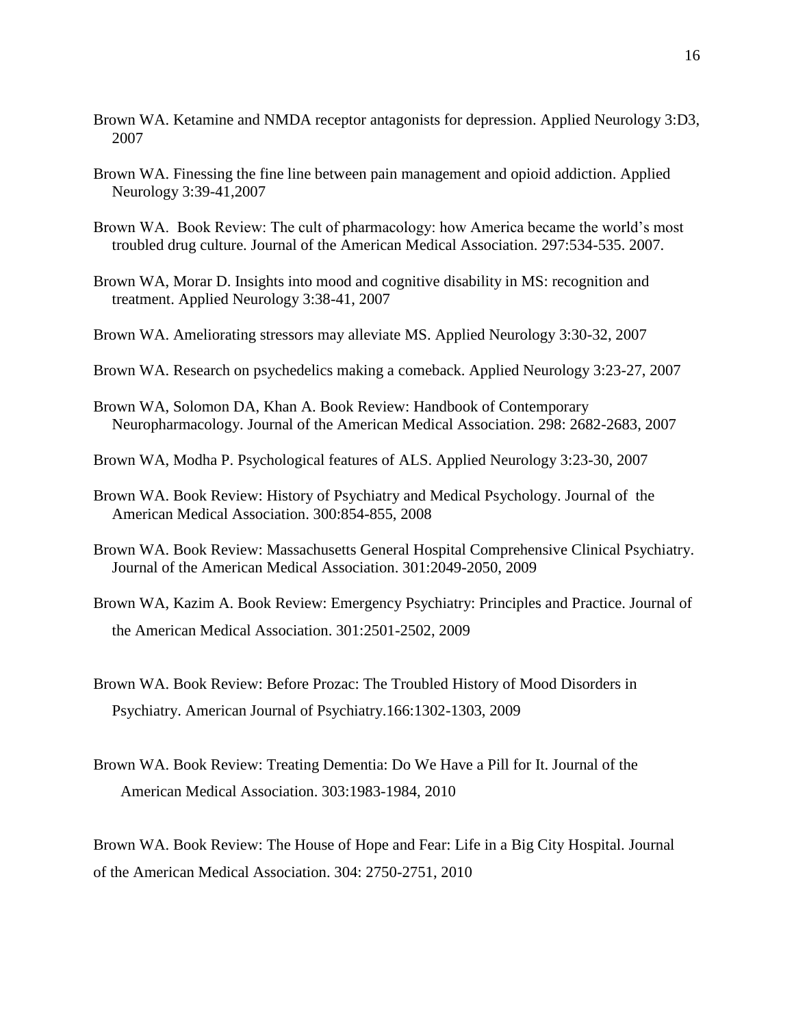Brown WA. Ketamine and NMDA receptor antagonists for depression. Applied Neurology 3:D3, 2007

Brown WA. Finessing the fine line between pain management and opioid addiction. Applied Neurology 3:39-41,2007

Brown WA. Book Review: The cult of pharmacology: how America became the world's most troubled drug culture. Journal of the American Medical Association. 297:534-535. 2007.

Brown WA, Morar D. Insights into mood and cognitive disability in MS: recognition and treatment. Applied Neurology 3:38-41, 2007

Brown WA. Ameliorating stressors may alleviate MS. Applied Neurology 3:30-32, 2007

Brown WA. Research on psychedelics making a comeback. Applied Neurology 3:23-27, 2007

Brown WA, Solomon DA, Khan A. Book Review: Handbook of Contemporary Neuropharmacology. Journal of the American Medical Association. 298: 2682-2683, 2007

Brown WA, Modha P. Psychological features of ALS. Applied Neurology 3:23-30, 2007

Brown WA. Book Review: History of Psychiatry and Medical Psychology. Journal of the American Medical Association. 300:854-855, 2008

Brown WA. Book Review: Massachusetts General Hospital Comprehensive Clinical Psychiatry. Journal of the American Medical Association. 301:2049-2050, 2009

Brown WA, Kazim A. Book Review: Emergency Psychiatry: Principles and Practice. Journal of the American Medical Association. 301:2501-2502, 2009

Brown WA. Book Review: Before Prozac: The Troubled History of Mood Disorders in Psychiatry. American Journal of Psychiatry.166:1302-1303, 2009

Brown WA. Book Review: Treating Dementia: Do We Have a Pill for It. Journal of the American Medical Association. 303:1983-1984, 2010

Brown WA. Book Review: The House of Hope and Fear: Life in a Big City Hospital. Journal of the American Medical Association. 304: 2750-2751, 2010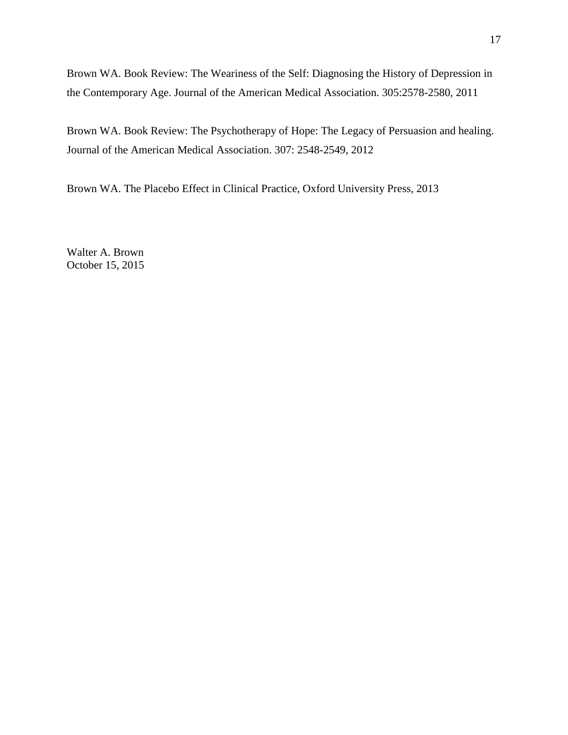Brown WA. Book Review: The Weariness of the Self: Diagnosing the History of Depression in the Contemporary Age. Journal of the American Medical Association. 305:2578-2580, 2011

Brown WA. Book Review: The Psychotherapy of Hope: The Legacy of Persuasion and healing. Journal of the American Medical Association. 307: 2548-2549, 2012

Brown WA. The Placebo Effect in Clinical Practice, Oxford University Press, 2013

Walter A. Brown  
October 15, 2015